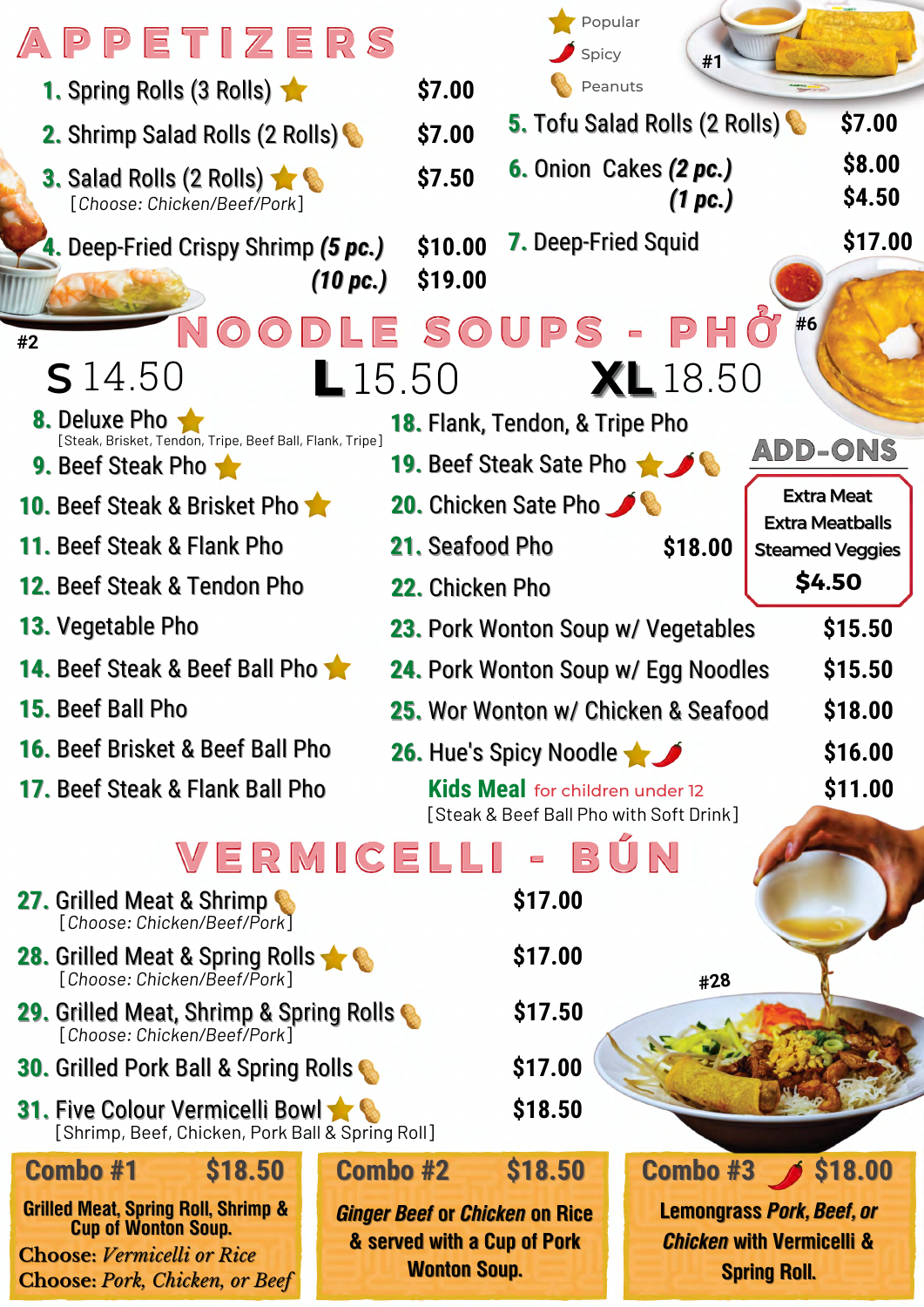# APPETIZERS

Popular / Spicy / Peanuts

#1

1. Spring Rolls (3 Rolls) ★ — $7.00
2. Shrimp Salad Rolls (2 Rolls) (Peanuts) — $7.00
3. Salad Rolls (2 Rolls) ★ (Peanuts) — $7.50
   [Choose: Chicken/Beef/Pork]
4. Deep-Fried Crispy Shrimp ***(5 pc.)*** — $10.00
   ***(10 pc.)*** — $19.00
5. Tofu Salad Rolls (2 Rolls) (Peanuts) — $7.00
6. Onion Cakes ***(2 pc.)*** — $8.00
   ***(1 pc.)*** — $4.50
7. Deep-Fried Squid — $17.00

#2

#6

# NOODLE SOUPS - PHỞ

**S** 14.50 **L** 15.50 **XL** 18.50

8. Deluxe Pho ★
   [Steak, Brisket, Tendon, Tripe, Beef Ball, Flank, Tripe]
9. Beef Steak Pho ★
10. Beef Steak & Brisket Pho ★
11. Beef Steak & Flank Pho
12. Beef Steak & Tendon Pho
13. Vegetable Pho
14. Beef Steak & Beef Ball Pho ★
15. Beef Ball Pho
16. Beef Brisket & Beef Ball Pho
17. Beef Steak & Flank Ball Pho
18. Flank, Tendon, & Tripe Pho
19. Beef Steak Sate Pho ★ (Spicy) (Peanuts)
20. Chicken Sate Pho (Spicy) (Peanuts)
21. Seafood Pho — $18.00
22. Chicken Pho
23. Pork Wonton Soup w/ Vegetables — $15.50
24. Pork Wonton Soup w/ Egg Noodles — $15.50
25. Wor Wonton w/ Chicken & Seafood — $18.00
26. Hue's Spicy Noodle ★ (Spicy) — $16.00

**Kids Meal** for children under 12 — $11.00
[Steak & Beef Ball Pho with Soft Drink]

## ADD-ONS

Extra Meat
Extra Meatballs
Steamed Veggies
**$4.50**

# VERMICELLI - BÚN

27. Grilled Meat & Shrimp (Peanuts) — $17.00
    [Choose: Chicken/Beef/Pork]
28. Grilled Meat & Spring Rolls ★ (Peanuts) — $17.00
    [Choose: Chicken/Beef/Pork]
29. Grilled Meat, Shrimp & Spring Rolls (Peanuts) — $17.50
    [Choose: Chicken/Beef/Pork]
30. Grilled Pork Ball & Spring Rolls (Peanuts) — $17.00
31. Five Colour Vermicelli Bowl ★ (Peanuts) — $18.50
    [Shrimp, Beef, Chicken, Pork Ball & Spring Roll]

#28

**Combo #1 — $18.50**
**Grilled Meat, Spring Roll, Shrimp & Cup of Wonton Soup.**
Choose: *Vermicelli or Rice*
Choose: *Pork, Chicken, or Beef*

**Combo #2 — $18.50**
***Ginger Beef* or *Chicken* on Rice & served with a Cup of Pork Wonton Soup.**

**Combo #3 (Spicy) — $18.00**
**Lemongrass *Pork, Beef,* or *Chicken* with Vermicelli & Spring Roll.**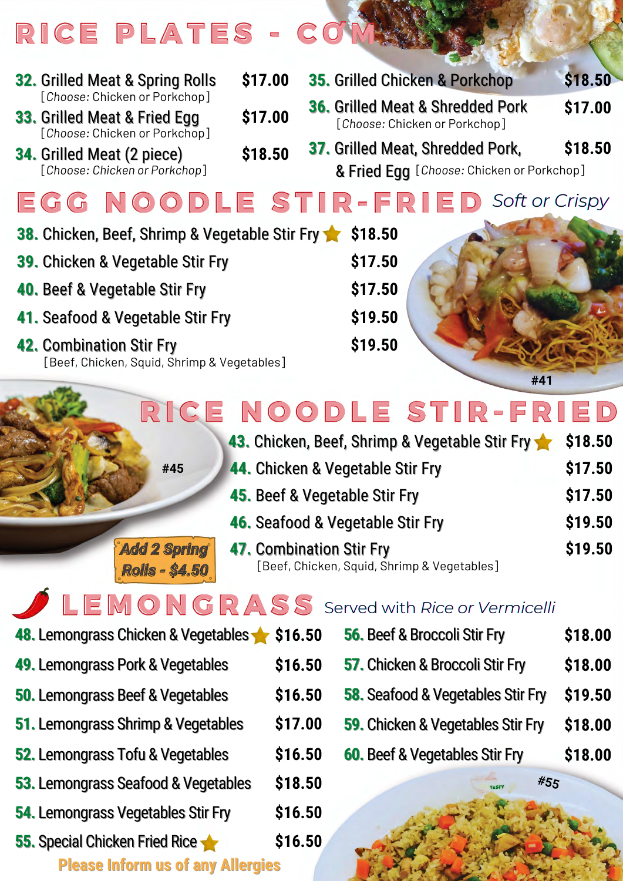# RICE PLATES - CƠM

- **32.** Grilled Meat & Spring Rolls — $17.00
  [*Choose:* Chicken or Porkchop]
- **33.** Grilled Meat & Fried Egg — $17.00
  [*Choose:* Chicken or Porkchop]
- **34.** Grilled Meat (2 piece) — $18.50
  [*Choose: Chicken or Porkchop*]
- **35.** Grilled Chicken & Porkchop — $18.50
- **36.** Grilled Meat & Shredded Pork — $17.00
  [*Choose:* Chicken or Porkchop]
- **37.** Grilled Meat, Shredded Pork, & Fried Egg — $18.50
  [*Choose:* Chicken or Porkchop]

# EGG NOODLE STIR-FRIED *Soft or Crispy*

- **38.** Chicken, Beef, Shrimp & Vegetable Stir Fry ★ — $18.50
- **39.** Chicken & Vegetable Stir Fry — $17.50
- **40.** Beef & Vegetable Stir Fry — $17.50
- **41.** Seafood & Vegetable Stir Fry — $19.50
- **42.** Combination Stir Fry — $19.50
  [Beef, Chicken, Squid, Shrimp & Vegetables]

#41

# RICE NOODLE STIR-FRIED

#45

Add 2 Spring Rolls - $4.50

- **43.** Chicken, Beef, Shrimp & Vegetable Stir Fry ★ — $18.50
- **44.** Chicken & Vegetable Stir Fry — $17.50
- **45.** Beef & Vegetable Stir Fry — $17.50
- **46.** Seafood & Vegetable Stir Fry — $19.50
- **47.** Combination Stir Fry — $19.50
  [Beef, Chicken, Squid, Shrimp & Vegetables]

# LEMONGRASS Served with *Rice or Vermicelli*

- **48.** Lemongrass Chicken & Vegetables ★ — $16.50
- **49.** Lemongrass Pork & Vegetables — $16.50
- **50.** Lemongrass Beef & Vegetables — $16.50
- **51.** Lemongrass Shrimp & Vegetables — $17.00
- **52.** Lemongrass Tofu & Vegetables — $16.50
- **53.** Lemongrass Seafood & Vegetables — $18.50
- **54.** Lemongrass Vegetables Stir Fry — $16.50
- **55.** Special Chicken Fried Rice ★ — $16.50
- **56.** Beef & Broccoli Stir Fry — $18.00
- **57.** Chicken & Broccoli Stir Fry — $18.00
- **58.** Seafood & Vegetables Stir Fry — $19.50
- **59.** Chicken & Vegetables Stir Fry — $18.00
- **60.** Beef & Vegetables Stir Fry — $18.00

#55

Please Inform us of any Allergies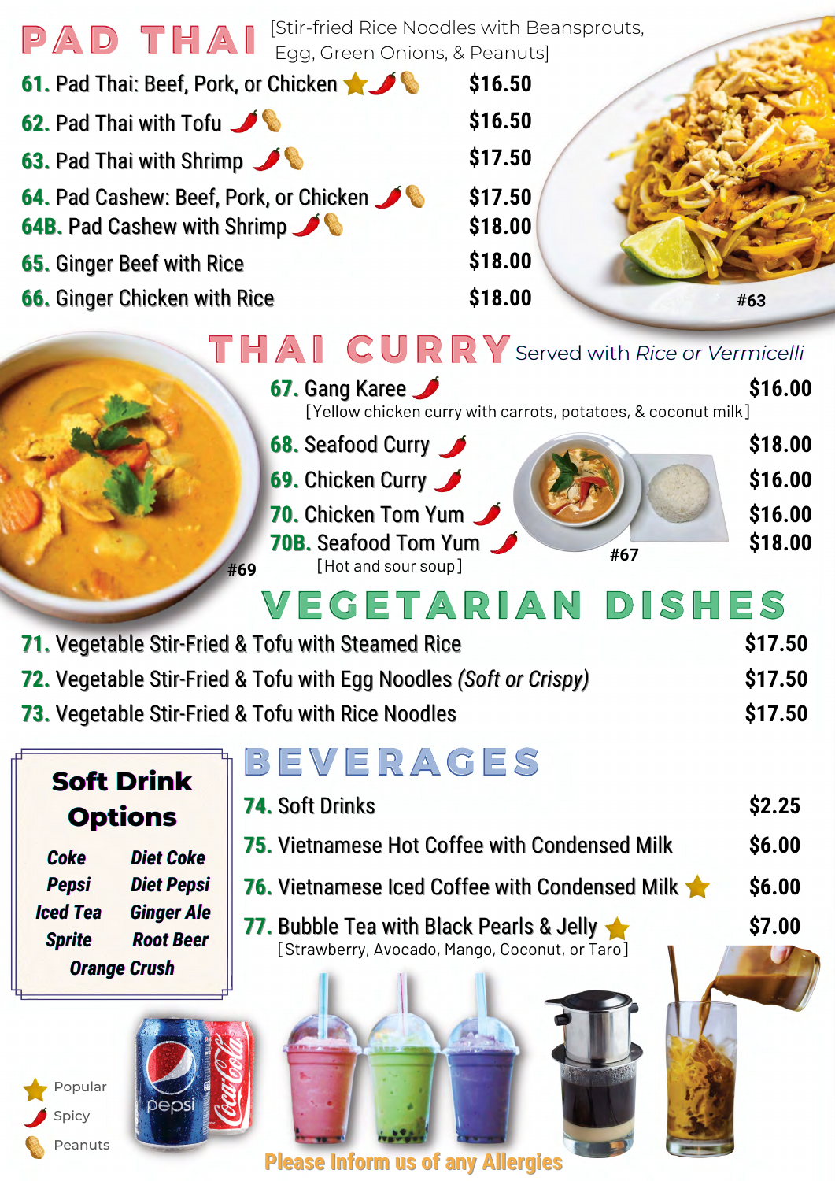# PAD THAI

[Stir-fried Rice Noodles with Beansprouts, Egg, Green Onions, & Peanuts]

| | |
|---|---|
| 61. Pad Thai: Beef, Pork, or Chicken ⭐🌶🥜 | $16.50 |
| 62. Pad Thai with Tofu 🌶🥜 | $16.50 |
| 63. Pad Thai with Shrimp 🌶🥜 | $17.50 |
| 64. Pad Cashew: Beef, Pork, or Chicken 🌶🥜 | $17.50 |
| 64B. Pad Cashew with Shrimp 🌶🥜 | $18.00 |
| 65. Ginger Beef with Rice | $18.00 |
| 66. Ginger Chicken with Rice | $18.00 |

#63

# THAI CURRY

Served with *Rice or Vermicelli*

| | |
|---|---|
| 67. Gang Karee 🌶<br>[Yellow chicken curry with carrots, potatoes, & coconut milk] | $16.00 |
| 68. Seafood Curry 🌶 | $18.00 |
| 69. Chicken Curry 🌶 | $16.00 |
| 70. Chicken Tom Yum 🌶 | $16.00 |
| 70B. Seafood Tom Yum 🌶<br>[Hot and sour soup] | $18.00 |

#69

#67

# VEGETARIAN DISHES

| | |
|---|---|
| 71. Vegetable Stir-Fried & Tofu with Steamed Rice | $17.50 |
| 72. Vegetable Stir-Fried & Tofu with Egg Noodles *(Soft or Crispy)* | $17.50 |
| 73. Vegetable Stir-Fried & Tofu with Rice Noodles | $17.50 |

**Soft Drink Options**

*Coke* *Diet Coke*
*Pepsi* *Diet Pepsi*
*Iced Tea* *Ginger Ale*
*Sprite* *Root Beer*
*Orange Crush*

# BEVERAGES

| | |
|---|---|
| 74. Soft Drinks | $2.25 |
| 75. Vietnamese Hot Coffee with Condensed Milk | $6.00 |
| 76. Vietnamese Iced Coffee with Condensed Milk ⭐ | $6.00 |
| 77. Bubble Tea with Black Pearls & Jelly ⭐<br>[Strawberry, Avocado, Mango, Coconut, or Taro] | $7.00 |

⭐ Popular
🌶 Spicy
🥜 Peanuts

**Please Inform us of any Allergies**